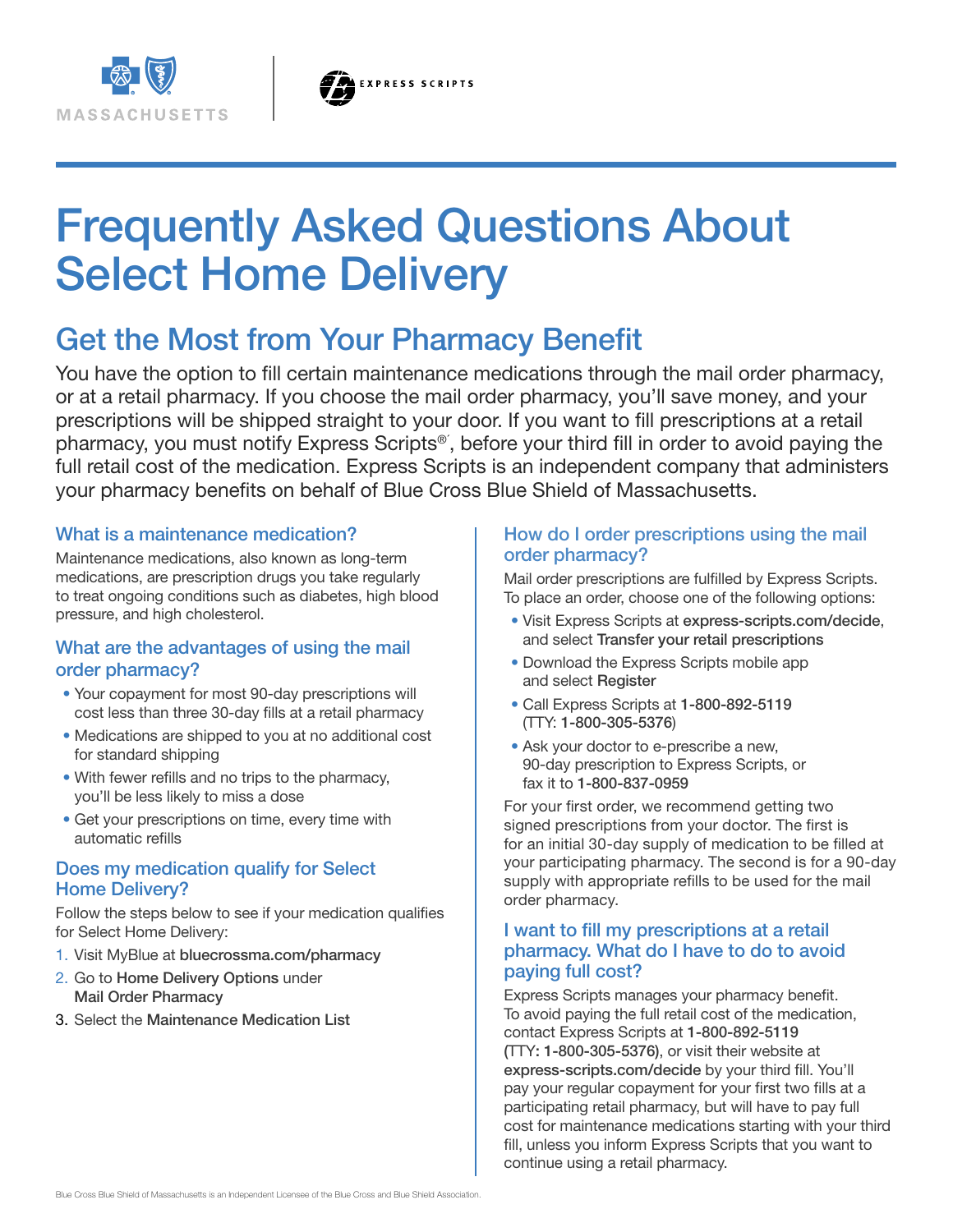MASSACHUSETTS

EXPRESS SCRIPTS

# Frequently Asked Questions About Select Home Delivery

## Get the Most from Your Pharmacy Benefit

You have the option to fill certain maintenance medications through the mail order pharmacy, or at a retail pharmacy. If you choose the mail order pharmacy, you'll save money, and your prescriptions will be shipped straight to your door. If you want to fill prescriptions at a retail pharmacy, you must notify Express Scripts®, before your third fill in order to avoid paying the full retail cost of the medication. Express Scripts is an independent company that administers your pharmacy benefits on behalf of Blue Cross Blue Shield of Massachusetts.

### What is a maintenance medication?

Maintenance medications, also known as long-term medications, are prescription drugs you take regularly to treat ongoing conditions such as diabetes, high blood pressure, and high cholesterol.

### What are the advantages of using the mail order pharmacy?

- Your copayment for most 90-day prescriptions will cost less than three 30-day fills at a retail pharmacy
- Medications are shipped to you at no additional cost for standard shipping
- With fewer refills and no trips to the pharmacy, you'll be less likely to miss a dose
- Get your prescriptions on time, every time with automatic refills

### Does my medication qualify for Select Home Delivery?

Follow the steps below to see if your medication qualifies for Select Home Delivery:

1. Visit MyBlue at **bluecrossma.com/pharmacy**
2. Go to **Home Delivery Options** under **Mail Order Pharmacy**
3. Select the **Maintenance Medication List**

### How do I order prescriptions using the mail order pharmacy?

Mail order prescriptions are fulfilled by Express Scripts. To place an order, choose one of the following options:

- Visit Express Scripts at **express-scripts.com/decide**, and select **Transfer your retail prescriptions**
- Download the Express Scripts mobile app and select **Register**
- Call Express Scripts at **1-800-892-5119** (TTY: **1-800-305-5376**)
- Ask your doctor to e-prescribe a new, 90-day prescription to Express Scripts, or fax it to **1-800-837-0959**

For your first order, we recommend getting two signed prescriptions from your doctor. The first is for an initial 30-day supply of medication to be filled at your participating pharmacy. The second is for a 90-day supply with appropriate refills to be used for the mail order pharmacy.

### I want to fill my prescriptions at a retail pharmacy. What do I have to do to avoid paying full cost?

Express Scripts manages your pharmacy benefit. To avoid paying the full retail cost of the medication, contact Express Scripts at **1-800-892-5119** (TTY: **1-800-305-5376**), or visit their website at **express-scripts.com/decide** by your third fill. You'll pay your regular copayment for your first two fills at a participating retail pharmacy, but will have to pay full cost for maintenance medications starting with your third fill, unless you inform Express Scripts that you want to continue using a retail pharmacy.

Blue Cross Blue Shield of Massachusetts is an Independent Licensee of the Blue Cross and Blue Shield Association.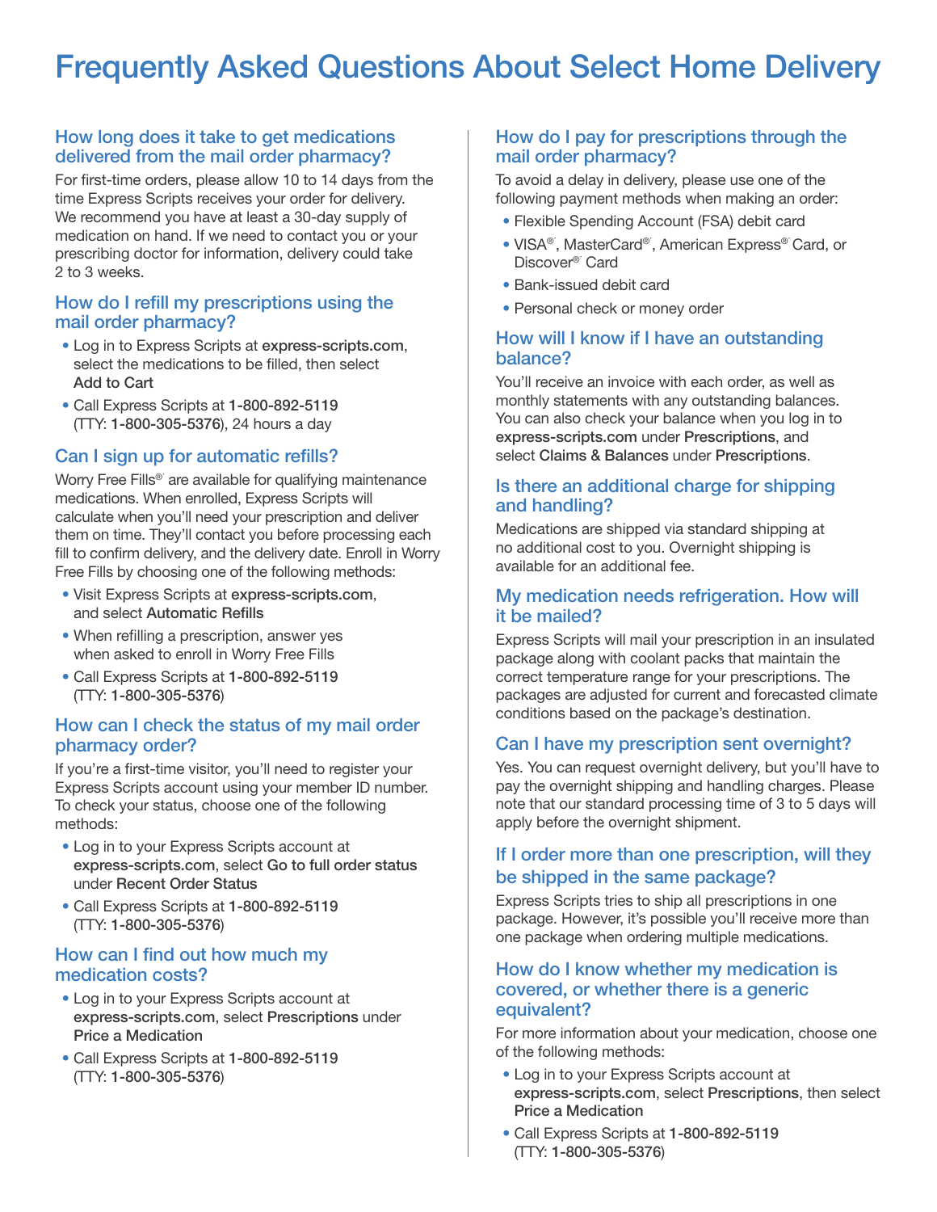# Frequently Asked Questions About Select Home Delivery

## How long does it take to get medications delivered from the mail order pharmacy?

For first-time orders, please allow 10 to 14 days from the time Express Scripts receives your order for delivery. We recommend you have at least a 30-day supply of medication on hand. If we need to contact you or your prescribing doctor for information, delivery could take 2 to 3 weeks.

## How do I refill my prescriptions using the mail order pharmacy?

- Log in to Express Scripts at **express-scripts.com**, select the medications to be filled, then select **Add to Cart**
- Call Express Scripts at **1-800-892-5119** (TTY: **1-800-305-5376**), 24 hours a day

## Can I sign up for automatic refills?

Worry Free Fills® are available for qualifying maintenance medications. When enrolled, Express Scripts will calculate when you'll need your prescription and deliver them on time. They'll contact you before processing each fill to confirm delivery, and the delivery date. Enroll in Worry Free Fills by choosing one of the following methods:

- Visit Express Scripts at **express-scripts.com**, and select **Automatic Refills**
- When refilling a prescription, answer yes when asked to enroll in Worry Free Fills
- Call Express Scripts at **1-800-892-5119** (TTY: **1-800-305-5376**)

## How can I check the status of my mail order pharmacy order?

If you're a first-time visitor, you'll need to register your Express Scripts account using your member ID number. To check your status, choose one of the following methods:

- Log in to your Express Scripts account at **express-scripts.com**, select **Go to full order status** under **Recent Order Status**
- Call Express Scripts at **1-800-892-5119** (TTY: **1-800-305-5376**)

## How can I find out how much my medication costs?

- Log in to your Express Scripts account at **express-scripts.com**, select **Prescriptions** under **Price a Medication**
- Call Express Scripts at **1-800-892-5119** (TTY: **1-800-305-5376**)

## How do I pay for prescriptions through the mail order pharmacy?

To avoid a delay in delivery, please use one of the following payment methods when making an order:

- Flexible Spending Account (FSA) debit card
- VISA®, MasterCard®, American Express® Card, or Discover® Card
- Bank-issued debit card
- Personal check or money order

## How will I know if I have an outstanding balance?

You'll receive an invoice with each order, as well as monthly statements with any outstanding balances. You can also check your balance when you log in to **express-scripts.com** under **Prescriptions**, and select **Claims & Balances** under **Prescriptions**.

## Is there an additional charge for shipping and handling?

Medications are shipped via standard shipping at no additional cost to you. Overnight shipping is available for an additional fee.

## My medication needs refrigeration. How will it be mailed?

Express Scripts will mail your prescription in an insulated package along with coolant packs that maintain the correct temperature range for your prescriptions. The packages are adjusted for current and forecasted climate conditions based on the package's destination.

## Can I have my prescription sent overnight?

Yes. You can request overnight delivery, but you'll have to pay the overnight shipping and handling charges. Please note that our standard processing time of 3 to 5 days will apply before the overnight shipment.

## If I order more than one prescription, will they be shipped in the same package?

Express Scripts tries to ship all prescriptions in one package. However, it's possible you'll receive more than one package when ordering multiple medications.

## How do I know whether my medication is covered, or whether there is a generic equivalent?

For more information about your medication, choose one of the following methods:

- Log in to your Express Scripts account at **express-scripts.com**, select **Prescriptions**, then select **Price a Medication**
- Call Express Scripts at **1-800-892-5119** (TTY: **1-800-305-5376**)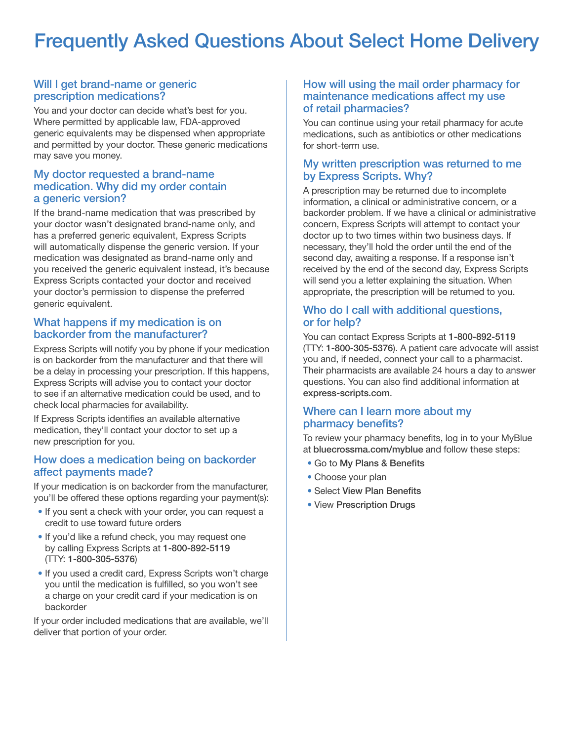# Frequently Asked Questions About Select Home Delivery

## Will I get brand-name or generic prescription medications?

You and your doctor can decide what's best for you. Where permitted by applicable law, FDA-approved generic equivalents may be dispensed when appropriate and permitted by your doctor. These generic medications may save you money.

## My doctor requested a brand-name medication. Why did my order contain a generic version?

If the brand-name medication that was prescribed by your doctor wasn't designated brand-name only, and has a preferred generic equivalent, Express Scripts will automatically dispense the generic version. If your medication was designated as brand-name only and you received the generic equivalent instead, it's because Express Scripts contacted your doctor and received your doctor's permission to dispense the preferred generic equivalent.

## What happens if my medication is on backorder from the manufacturer?

Express Scripts will notify you by phone if your medication is on backorder from the manufacturer and that there will be a delay in processing your prescription. If this happens, Express Scripts will advise you to contact your doctor to see if an alternative medication could be used, and to check local pharmacies for availability.

If Express Scripts identifies an available alternative medication, they'll contact your doctor to set up a new prescription for you.

## How does a medication being on backorder affect payments made?

If your medication is on backorder from the manufacturer, you'll be offered these options regarding your payment(s):

- If you sent a check with your order, you can request a credit to use toward future orders
- If you'd like a refund check, you may request one by calling Express Scripts at **1-800-892-5119** (TTY: **1-800-305-5376**)
- If you used a credit card, Express Scripts won't charge you until the medication is fulfilled, so you won't see a charge on your credit card if your medication is on backorder

If your order included medications that are available, we'll deliver that portion of your order.

## How will using the mail order pharmacy for maintenance medications affect my use of retail pharmacies?

You can continue using your retail pharmacy for acute medications, such as antibiotics or other medications for short-term use.

## My written prescription was returned to me by Express Scripts. Why?

A prescription may be returned due to incomplete information, a clinical or administrative concern, or a backorder problem. If we have a clinical or administrative concern, Express Scripts will attempt to contact your doctor up to two times within two business days. If necessary, they'll hold the order until the end of the second day, awaiting a response. If a response isn't received by the end of the second day, Express Scripts will send you a letter explaining the situation. When appropriate, the prescription will be returned to you.

## Who do I call with additional questions, or for help?

You can contact Express Scripts at **1-800-892-5119** (TTY: **1-800-305-5376**). A patient care advocate will assist you and, if needed, connect your call to a pharmacist. Their pharmacists are available 24 hours a day to answer questions. You can also find additional information at **express-scripts.com**.

## Where can I learn more about my pharmacy benefits?

To review your pharmacy benefits, log in to your MyBlue at **bluecrossma.com/myblue** and follow these steps:

- Go to **My Plans & Benefits**
- Choose your plan
- Select **View Plan Benefits**
- View **Prescription Drugs**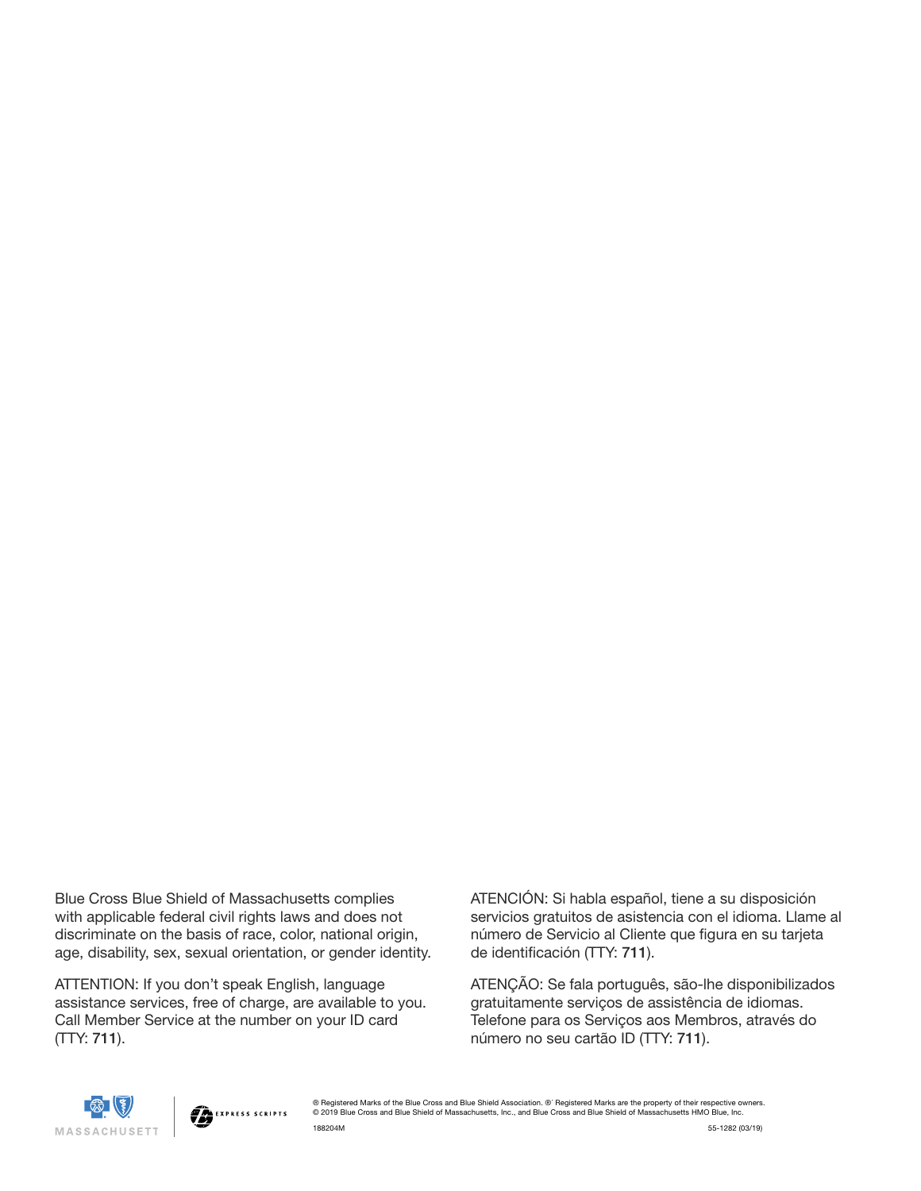Blue Cross Blue Shield of Massachusetts complies with applicable federal civil rights laws and does not discriminate on the basis of race, color, national origin, age, disability, sex, sexual orientation, or gender identity.

ATTENTION: If you don't speak English, language assistance services, free of charge, are available to you. Call Member Service at the number on your ID card (TTY: **711**).

ATENCIÓN: Si habla español, tiene a su disposición servicios gratuitos de asistencia con el idioma. Llame al número de Servicio al Cliente que figura en su tarjeta de identificación (TTY: **711**).

ATENÇÃO: Se fala português, são-lhe disponibilizados gratuitamente serviços de assistência de idiomas. Telefone para os Serviços aos Membros, através do número no seu cartão ID (TTY: **711**).

MASSACHUSETTS

EXPRESS SCRIPTS

® Registered Marks of the Blue Cross and Blue Shield Association. ®´ Registered Marks are the property of their respective owners.
© 2019 Blue Cross and Blue Shield of Massachusetts, Inc., and Blue Cross and Blue Shield of Massachusetts HMO Blue, Inc.

188204M

55-1282 (03/19)